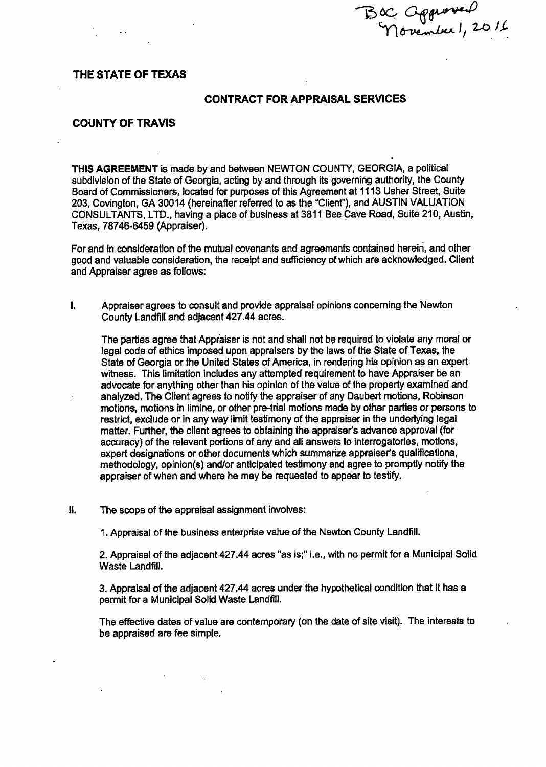BOC Approved November 1, 2016

**THE STATE OF TEXAS**

**CONTRACT FOR APPRAISAL SERVICES**

**COUNTY OF TRAVIS**

**THIS AGREEMENT** is made by and between NEWTON COUNTY, GEORGIA, a political subdivision of the State of Georgia, acting by and through its governing authority, the County Board of Commissioners, located for purposes of this Agreement at 1113 Usher Street, Suite 203, Covington, GA 30014 (hereinafter referred to as the "Client"), and AUSTIN VALUATION CONSULTANTS, LTD., having a place of business at 3811 Bee Cave Road, Suite 210, Austin, Texas, 78746-6459 (Appraiser).

For and in consideration of the mutual covenants and agreements contained herein, and other good and valuable consideration, the receipt and sufficiency of which are acknowledged. Client and Appraiser agree as follows:

I. Appraiser agrees to consult and provide appraisal opinions concerning the Newton County Landfill and adjacent 427.44 acres.

The parties agree that Appraiser is not and shall not be required to violate any moral or legal code of ethics imposed upon appraisers by the laws of the State of Texas, the State of Georgia or the United States of America, in rendering his opinion as an expert witness. This limitation includes any attempted requirement to have Appraiser be an advocate for anything other than his opinion of the value of the property examined and analyzed. The Client agrees to notify the appraiser of any Daubert motions, Robinson motions, motions in limine, or other pre-trial motions made by other parties or persons to restrict, exclude or in any way limit testimony of the appraiser in the underlying legal matter. Further, the client agrees to obtaining the appraiser's advance approval (for accuracy) of the relevant portions of any and all answers to interrogatories, motions, expert designations or other documents which summarize appraiser's qualifications, methodology, opinion(s) and/or anticipated testimony and agree to promptly notify the appraiser of when and where he may be requested to appear to testify.

II. The scope of the appraisal assignment involves:

1. Appraisal of the business enterprise value of the Newton County Landfill.

2. Appraisal of the adjacent 427.44 acres "as is;" i.e., with no permit for a Municipal Solid Waste Landfill.

3. Appraisal of the adjacent 427.44 acres under the hypothetical condition that it has a permit for a Municipal Solid Waste Landfill.

The effective dates of value are contemporary (on the date of site visit). The interests to be appraised are fee simple.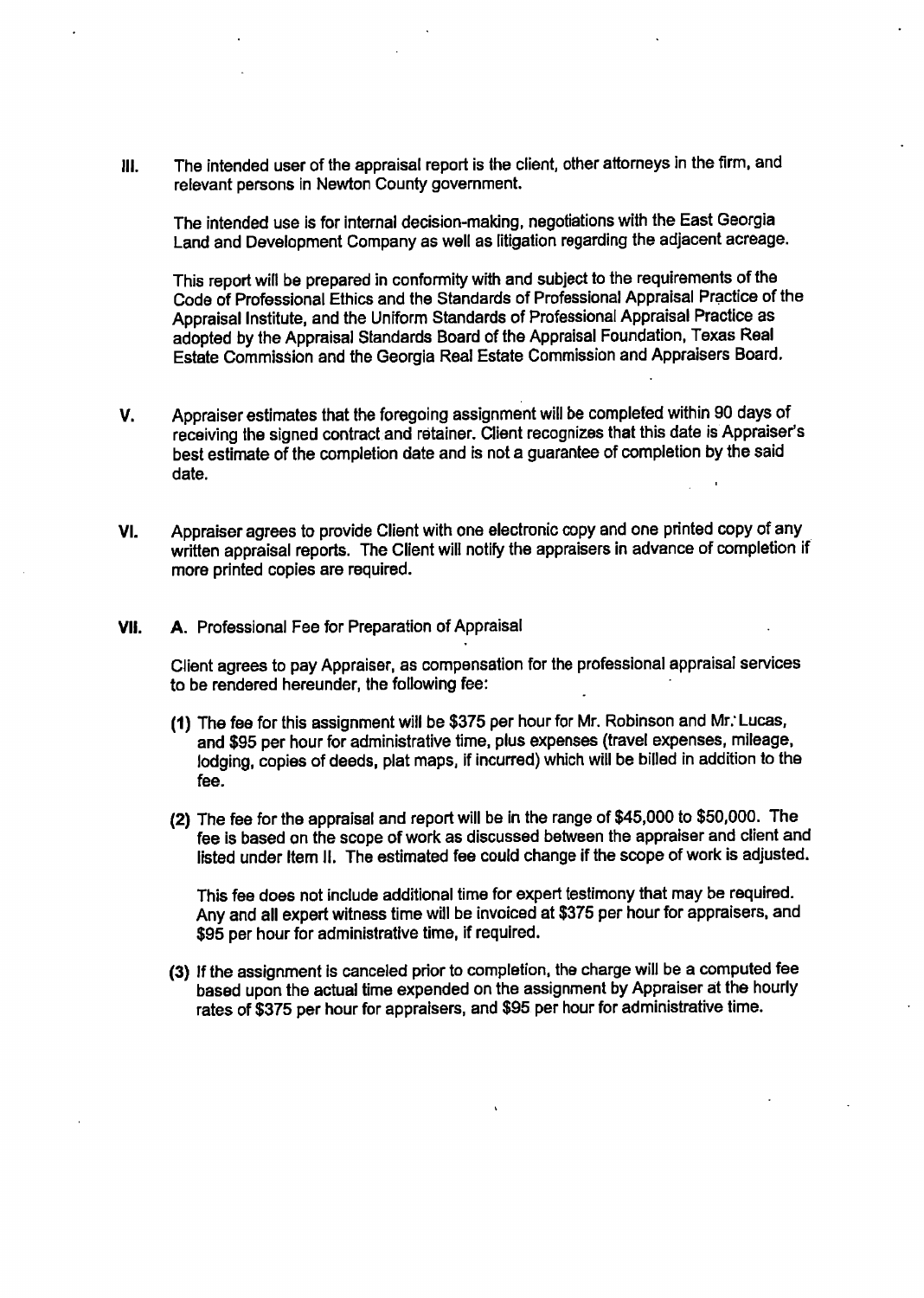**III.** The intended user of the appraisal report is the client, other attorneys in the firm, and relevant persons in Newton County government.

The intended use is for internal decision-making, negotiations with the East Georgia Land and Development Company as well as litigation regarding the adjacent acreage.

This report will be prepared in conformity with and subject to the requirements of the Code of Professional Ethics and the Standards of Professional Appraisal Practice of the Appraisal Institute, and the Uniform Standards of Professional Appraisal Practice as adopted by the Appraisal Standards Board of the Appraisal Foundation, Texas Real Estate Commission and the Georgia Real Estate Commission and Appraisers Board.

**V.** Appraiser estimates that the foregoing assignment will be completed within 90 days of receiving the signed contract and retainer. Client recognizes that this date is Appraiser's best estimate of the completion date and is not a guarantee of completion by the said date.

**VI.** Appraiser agrees to provide Client with one electronic copy and one printed copy of any written appraisal reports. The Client will notify the appraisers in advance of completion if more printed copies are required.

**VII.** **A.** Professional Fee for Preparation of Appraisal

Client agrees to pay Appraiser, as compensation for the professional appraisal services to be rendered hereunder, the following fee:

**(1)** The fee for this assignment will be $375 per hour for Mr. Robinson and Mr. Lucas, and $95 per hour for administrative time, plus expenses (travel expenses, mileage, lodging, copies of deeds, plat maps, if incurred) which will be billed in addition to the fee.

**(2)** The fee for the appraisal and report will be in the range of $45,000 to $50,000. The fee is based on the scope of work as discussed between the appraiser and client and listed under Item II. The estimated fee could change if the scope of work is adjusted.

This fee does not include additional time for expert testimony that may be required. Any and all expert witness time will be invoiced at $375 per hour for appraisers, and $95 per hour for administrative time, if required.

**(3)** If the assignment is canceled prior to completion, the charge will be a computed fee based upon the actual time expended on the assignment by Appraiser at the hourly rates of $375 per hour for appraisers, and $95 per hour for administrative time.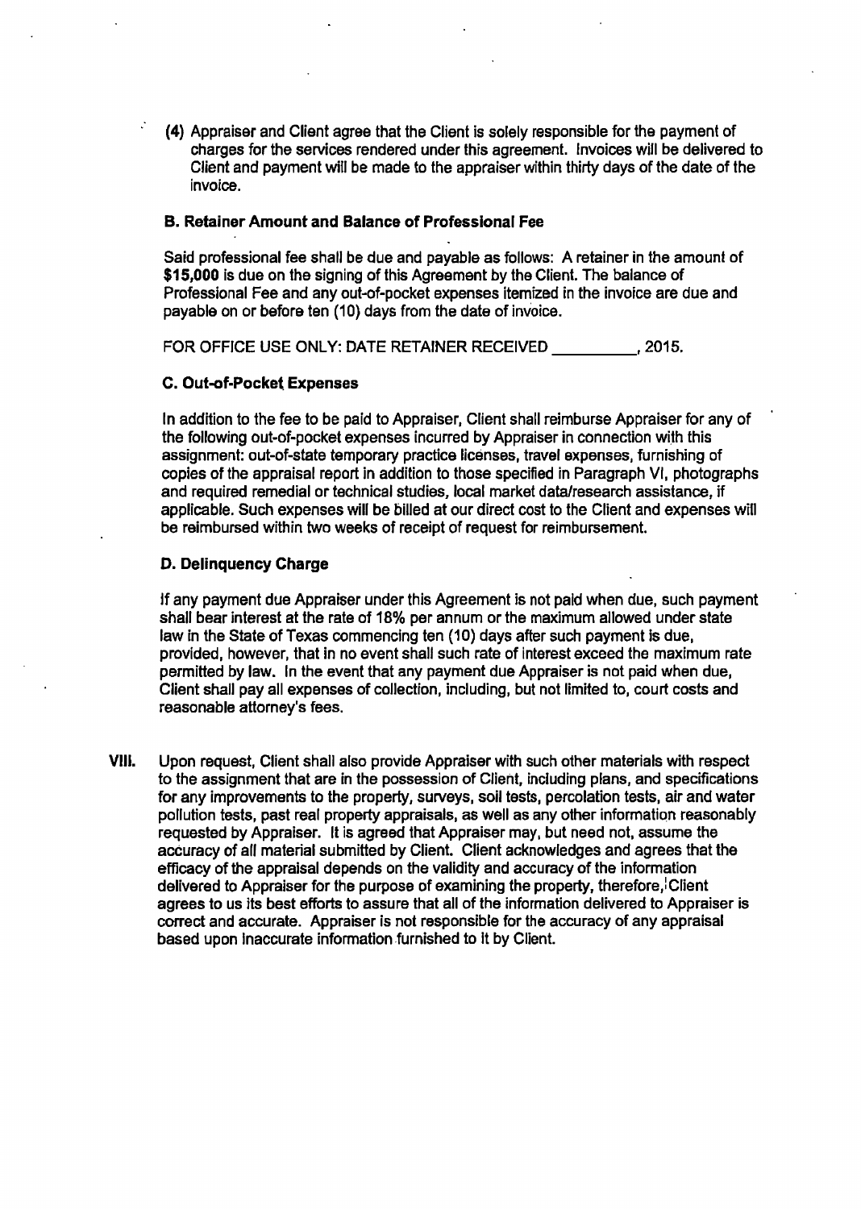(4) Appraiser and Client agree that the Client is solely responsible for the payment of charges for the services rendered under this agreement. Invoices will be delivered to Client and payment will be made to the appraiser within thirty days of the date of the invoice.

### B. Retainer Amount and Balance of Professional Fee

Said professional fee shall be due and payable as follows: A retainer in the amount of **$15,000** is due on the signing of this Agreement by the Client. The balance of Professional Fee and any out-of-pocket expenses itemized in the invoice are due and payable on or before ten (10) days from the date of invoice.

FOR OFFICE USE ONLY: DATE RETAINER RECEIVED __________, 2015.

### C. Out-of-Pocket Expenses

In addition to the fee to be paid to Appraiser, Client shall reimburse Appraiser for any of the following out-of-pocket expenses incurred by Appraiser in connection with this assignment: out-of-state temporary practice licenses, travel expenses, furnishing of copies of the appraisal report in addition to those specified in Paragraph VI, photographs and required remedial or technical studies, local market data/research assistance, if applicable. Such expenses will be billed at our direct cost to the Client and expenses will be reimbursed within two weeks of receipt of request for reimbursement.

### D. Delinquency Charge

If any payment due Appraiser under this Agreement is not paid when due, such payment shall bear interest at the rate of 18% per annum or the maximum allowed under state law in the State of Texas commencing ten (10) days after such payment is due, provided, however, that in no event shall such rate of interest exceed the maximum rate permitted by law. In the event that any payment due Appraiser is not paid when due, Client shall pay all expenses of collection, including, but not limited to, court costs and reasonable attorney's fees.

**VIII.** Upon request, Client shall also provide Appraiser with such other materials with respect to the assignment that are in the possession of Client, including plans, and specifications for any improvements to the property, surveys, soil tests, percolation tests, air and water pollution tests, past real property appraisals, as well as any other information reasonably requested by Appraiser. It is agreed that Appraiser may, but need not, assume the accuracy of all material submitted by Client. Client acknowledges and agrees that the efficacy of the appraisal depends on the validity and accuracy of the information delivered to Appraiser for the purpose of examining the property, therefore, Client agrees to us its best efforts to assure that all of the information delivered to Appraiser is correct and accurate. Appraiser is not responsible for the accuracy of any appraisal based upon inaccurate information furnished to it by Client.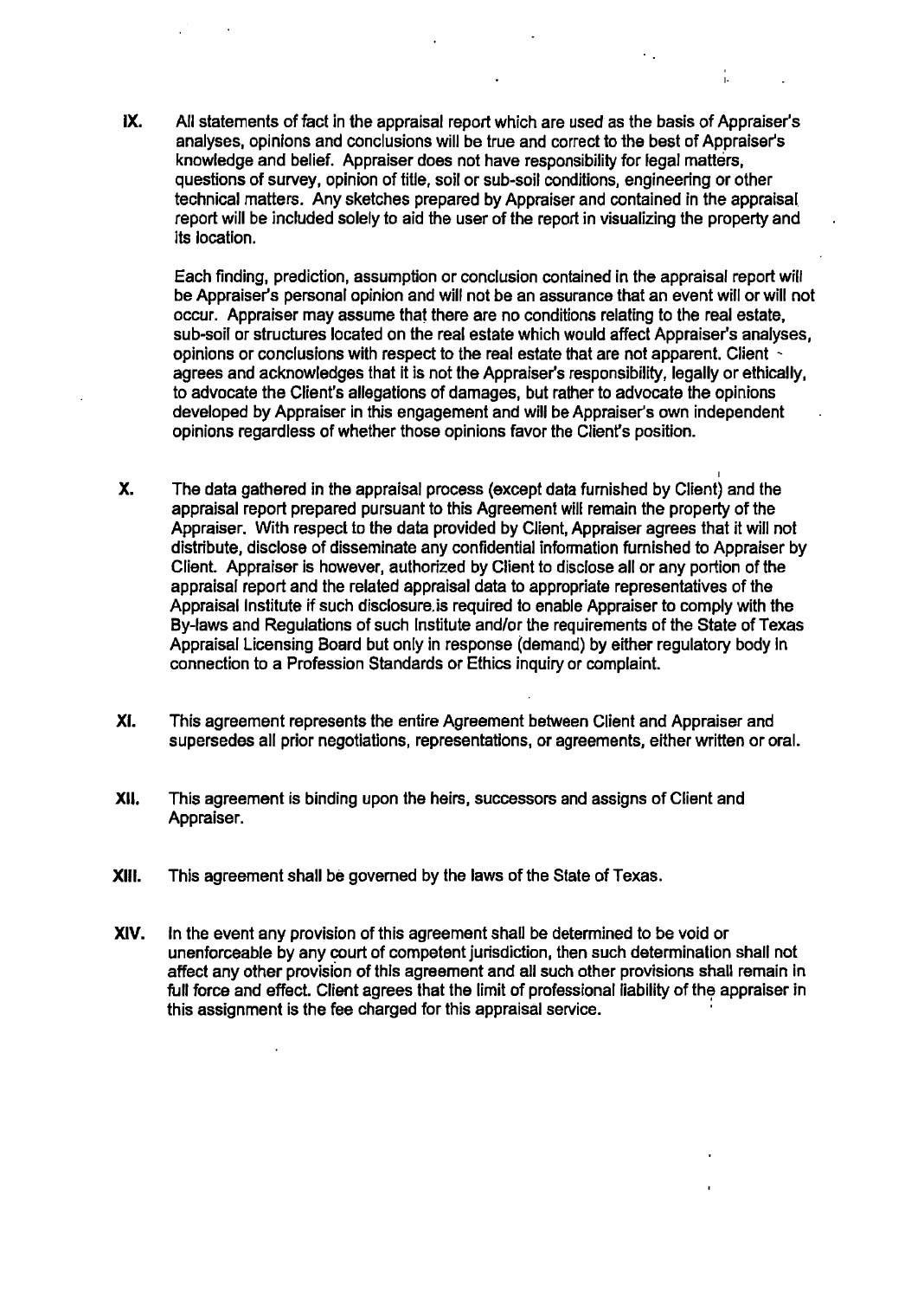**IX.** All statements of fact in the appraisal report which are used as the basis of Appraiser's analyses, opinions and conclusions will be true and correct to the best of Appraiser's knowledge and belief. Appraiser does not have responsibility for legal matters, questions of survey, opinion of title, soil or sub-soil conditions, engineering or other technical matters. Any sketches prepared by Appraiser and contained in the appraisal report will be included solely to aid the user of the report in visualizing the property and its location.

Each finding, prediction, assumption or conclusion contained in the appraisal report will be Appraiser's personal opinion and will not be an assurance that an event will or will not occur. Appraiser may assume that there are no conditions relating to the real estate, sub-soil or structures located on the real estate which would affect Appraiser's analyses, opinions or conclusions with respect to the real estate that are not apparent. Client agrees and acknowledges that it is not the Appraiser's responsibility, legally or ethically, to advocate the Client's allegations of damages, but rather to advocate the opinions developed by Appraiser in this engagement and will be Appraiser's own independent opinions regardless of whether those opinions favor the Client's position.

**X.** The data gathered in the appraisal process (except data furnished by Client) and the appraisal report prepared pursuant to this Agreement will remain the property of the Appraiser. With respect to the data provided by Client, Appraiser agrees that it will not distribute, disclose of disseminate any confidential information furnished to Appraiser by Client. Appraiser is however, authorized by Client to disclose all or any portion of the appraisal report and the related appraisal data to appropriate representatives of the Appraisal Institute if such disclosure.is required to enable Appraiser to comply with the By-laws and Regulations of such Institute and/or the requirements of the State of Texas Appraisal Licensing Board but only in response (demand) by either regulatory body in connection to a Profession Standards or Ethics inquiry or complaint.

**XI.** This agreement represents the entire Agreement between Client and Appraiser and supersedes all prior negotiations, representations, or agreements, either written or oral.

**XII.** This agreement is binding upon the heirs, successors and assigns of Client and Appraiser.

**XIII.** This agreement shall be governed by the laws of the State of Texas.

**XIV.** In the event any provision of this agreement shall be determined to be void or unenforceable by any court of competent jurisdiction, then such determination shall not affect any other provision of this agreement and all such other provisions shall remain in full force and effect. Client agrees that the limit of professional liability of the appraiser in this assignment is the fee charged for this appraisal service.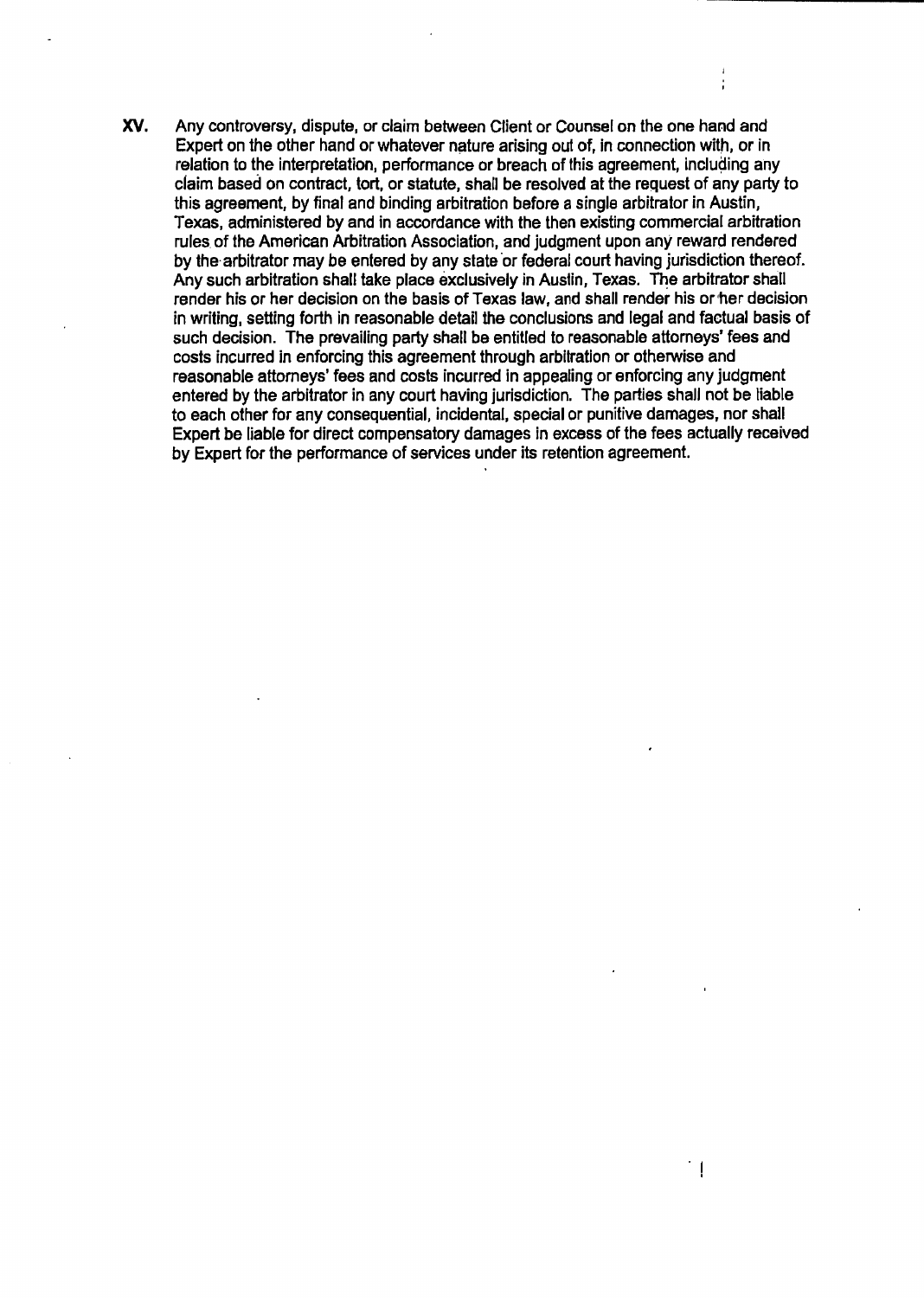**XV.** Any controversy, dispute, or claim between Client or Counsel on the one hand and Expert on the other hand or whatever nature arising out of, in connection with, or in relation to the interpretation, performance or breach of this agreement, including any claim based on contract, tort, or statute, shall be resolved at the request of any party to this agreement, by final and binding arbitration before a single arbitrator in Austin, Texas, administered by and in accordance with the then existing commercial arbitration rules of the American Arbitration Association, and judgment upon any reward rendered by the arbitrator may be entered by any state or federal court having jurisdiction thereof. Any such arbitration shall take place exclusively in Austin, Texas. The arbitrator shall render his or her decision on the basis of Texas law, and shall render his or her decision in writing, setting forth in reasonable detail the conclusions and legal and factual basis of such decision. The prevailing party shall be entitled to reasonable attorneys' fees and costs incurred in enforcing this agreement through arbitration or otherwise and reasonable attorneys' fees and costs incurred in appealing or enforcing any judgment entered by the arbitrator in any court having jurisdiction. The parties shall not be liable to each other for any consequential, incidental, special or punitive damages, nor shall Expert be liable for direct compensatory damages in excess of the fees actually received by Expert for the performance of services under its retention agreement.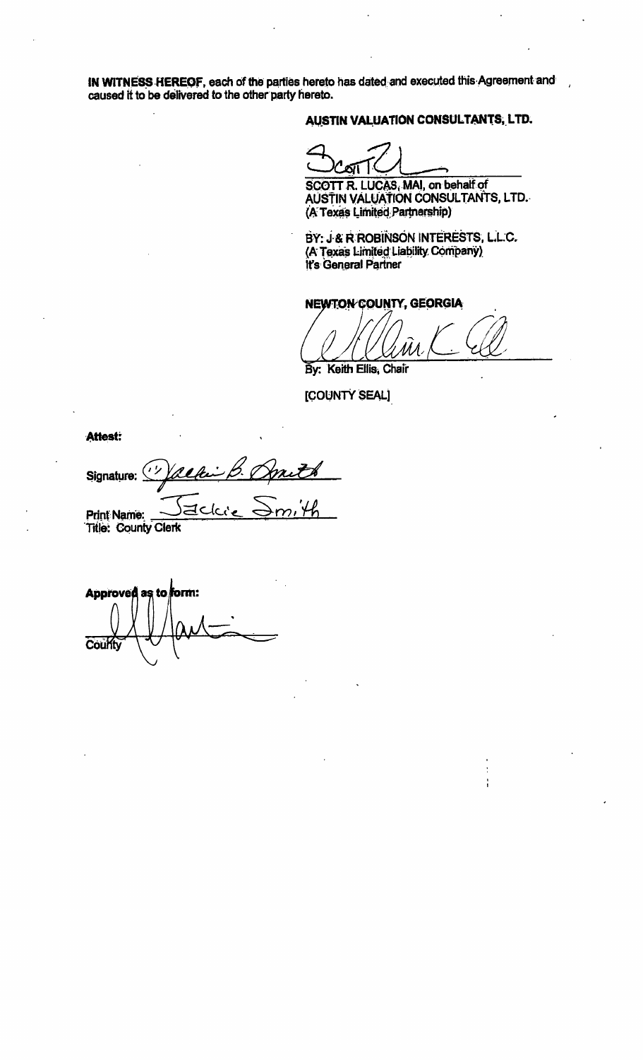**IN WITNESS HEREOF**, each of the parties hereto has dated and executed this Agreement and caused it to be delivered to the other party hereto.

**AUSTIN VALUATION CONSULTANTS, LTD.**

SCOTT R. LUCAS, MAI, on behalf of
AUSTIN VALUATION CONSULTANTS, LTD.
(A Texas Limited Partnership)

BY: J & R ROBINSON INTERESTS, L.L.C.
(A Texas Limited Liability Company)
It's General Partner

**NEWTON COUNTY, GEORGIA**

By: Keith Ellis, Chair

[COUNTY SEAL]

**Attest:**

Signature:

Print Name: Jackie Smith
Title: County Clerk

**Approved as to form:**

County